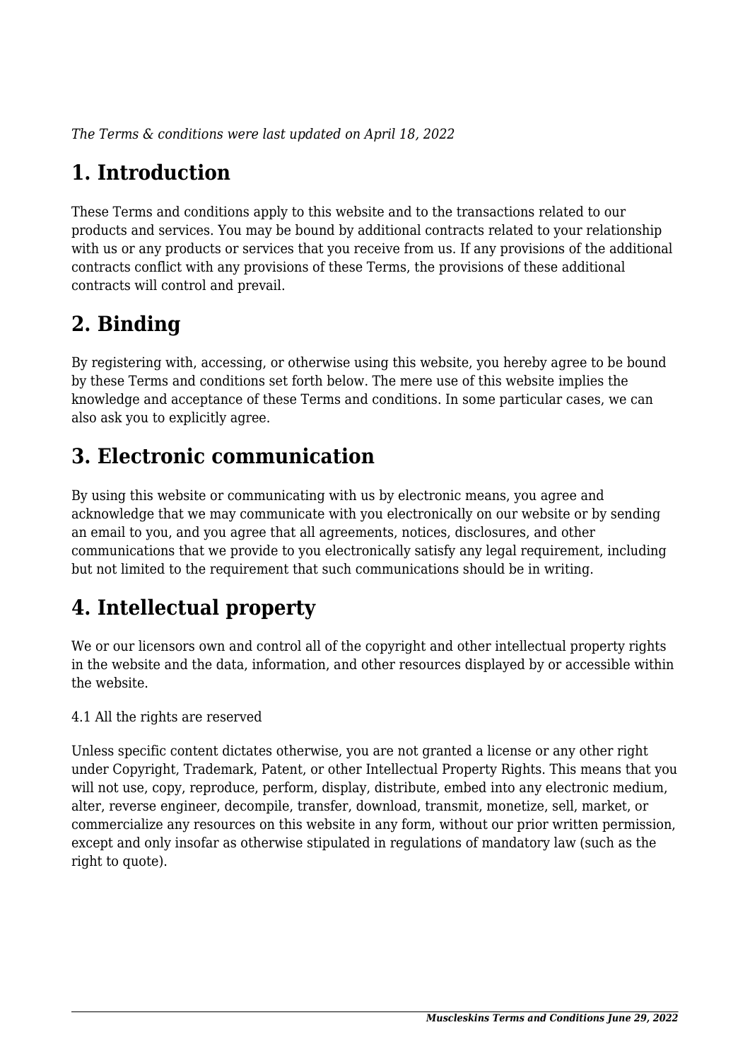*The Terms & conditions were last updated on April 18, 2022*

# 1. Introduction

These Terms and conditions apply to this website and to the transactions related to our products and services. You may be bound by additional contracts related to your relationship with us or any products or services that you receive from us. If any provisions of the additional contracts conflict with any provisions of these Terms, the provisions of these additional contracts will control and prevail.

# 2. Binding

By registering with, accessing, or otherwise using this website, you hereby agree to be bound by these Terms and conditions set forth below. The mere use of this website implies the knowledge and acceptance of these Terms and conditions. In some particular cases, we can also ask you to explicitly agree.

# 3. Electronic communication

By using this website or communicating with us by electronic means, you agree and acknowledge that we may communicate with you electronically on our website or by sending an email to you, and you agree that all agreements, notices, disclosures, and other communications that we provide to you electronically satisfy any legal requirement, including but not limited to the requirement that such communications should be in writing.

# 4. Intellectual property

We or our licensors own and control all of the copyright and other intellectual property rights in the website and the data, information, and other resources displayed by or accessible within the website.

4.1 All the rights are reserved

Unless specific content dictates otherwise, you are not granted a license or any other right under Copyright, Trademark, Patent, or other Intellectual Property Rights. This means that you will not use, copy, reproduce, perform, display, distribute, embed into any electronic medium, alter, reverse engineer, decompile, transfer, download, transmit, monetize, sell, market, or commercialize any resources on this website in any form, without our prior written permission, except and only insofar as otherwise stipulated in regulations of mandatory law (such as the right to quote).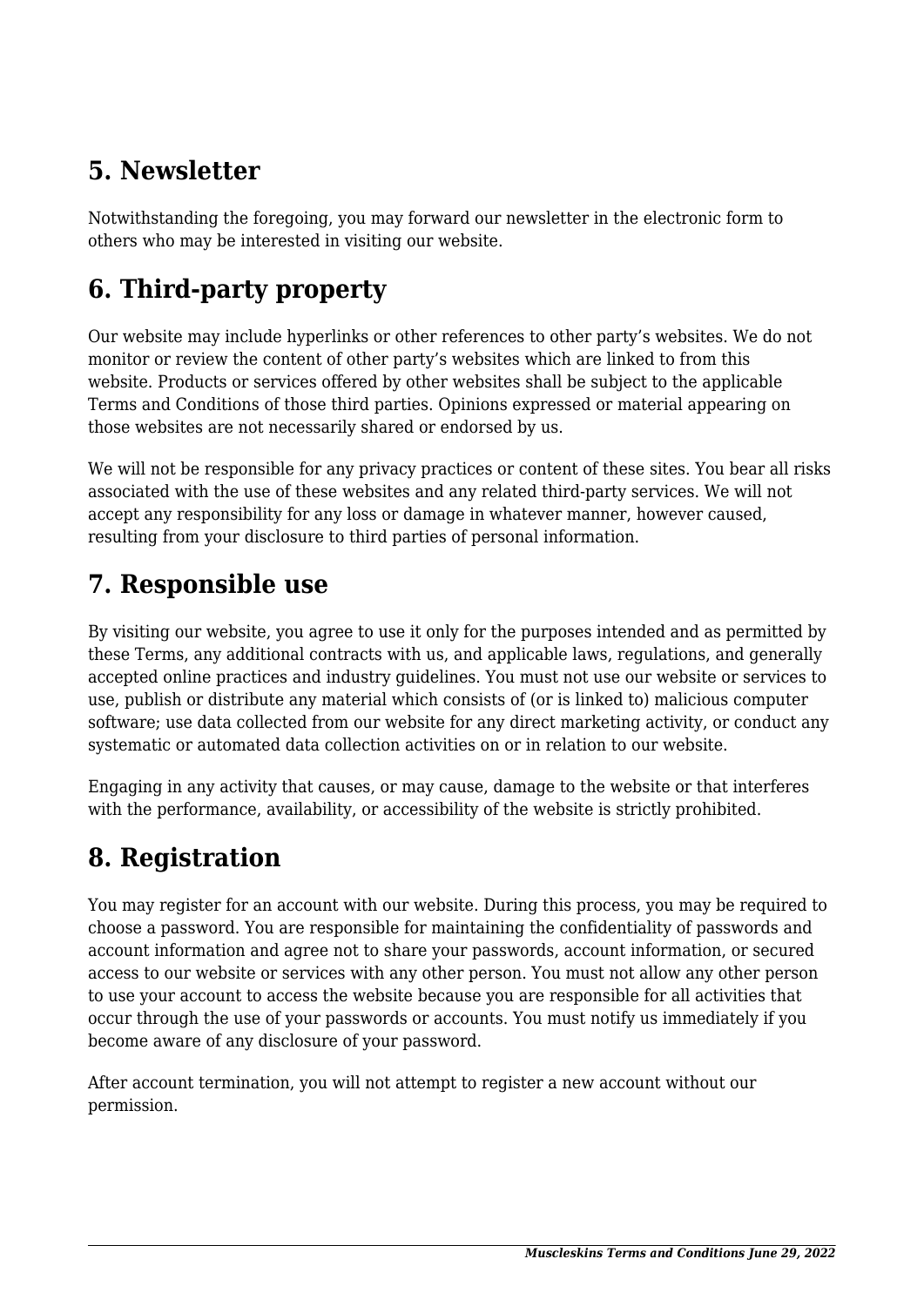## 5. Newsletter

Notwithstanding the foregoing, you may forward our newsletter in the electronic form to others who may be interested in visiting our website.

## 6. Third-party property

Our website may include hyperlinks or other references to other party's websites. We do not monitor or review the content of other party's websites which are linked to from this website. Products or services offered by other websites shall be subject to the applicable Terms and Conditions of those third parties. Opinions expressed or material appearing on those websites are not necessarily shared or endorsed by us.

We will not be responsible for any privacy practices or content of these sites. You bear all risks associated with the use of these websites and any related third-party services. We will not accept any responsibility for any loss or damage in whatever manner, however caused, resulting from your disclosure to third parties of personal information.

## 7. Responsible use

By visiting our website, you agree to use it only for the purposes intended and as permitted by these Terms, any additional contracts with us, and applicable laws, regulations, and generally accepted online practices and industry guidelines. You must not use our website or services to use, publish or distribute any material which consists of (or is linked to) malicious computer software; use data collected from our website for any direct marketing activity, or conduct any systematic or automated data collection activities on or in relation to our website.

Engaging in any activity that causes, or may cause, damage to the website or that interferes with the performance, availability, or accessibility of the website is strictly prohibited.

## 8. Registration

You may register for an account with our website. During this process, you may be required to choose a password. You are responsible for maintaining the confidentiality of passwords and account information and agree not to share your passwords, account information, or secured access to our website or services with any other person. You must not allow any other person to use your account to access the website because you are responsible for all activities that occur through the use of your passwords or accounts. You must notify us immediately if you become aware of any disclosure of your password.

After account termination, you will not attempt to register a new account without our permission.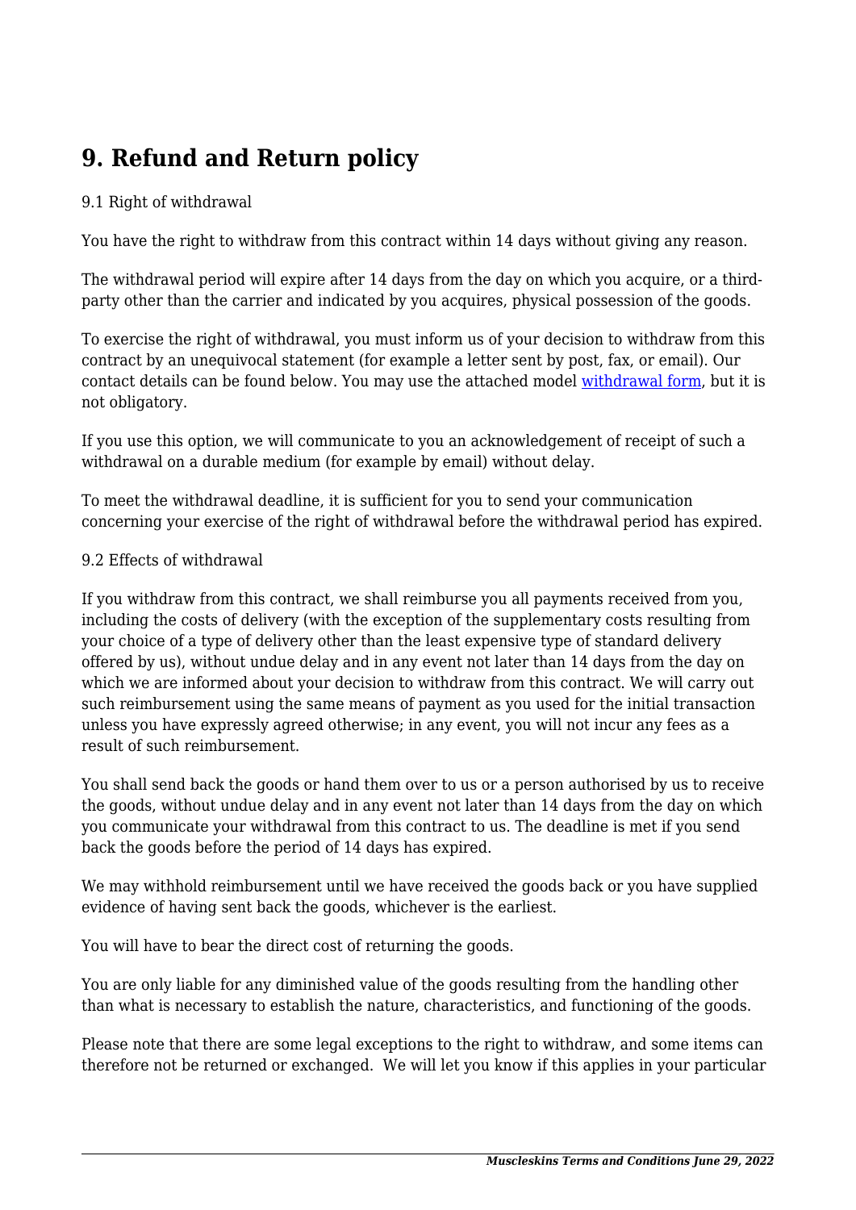# 9. Refund and Return policy

9.1 Right of withdrawal

You have the right to withdraw from this contract within 14 days without giving any reason.

The withdrawal period will expire after 14 days from the day on which you acquire, or a third-party other than the carrier and indicated by you acquires, physical possession of the goods.

To exercise the right of withdrawal, you must inform us of your decision to withdraw from this contract by an unequivocal statement (for example a letter sent by post, fax, or email). Our contact details can be found below. You may use the attached model withdrawal form, but it is not obligatory.

If you use this option, we will communicate to you an acknowledgement of receipt of such a withdrawal on a durable medium (for example by email) without delay.

To meet the withdrawal deadline, it is sufficient for you to send your communication concerning your exercise of the right of withdrawal before the withdrawal period has expired.

9.2 Effects of withdrawal

If you withdraw from this contract, we shall reimburse you all payments received from you, including the costs of delivery (with the exception of the supplementary costs resulting from your choice of a type of delivery other than the least expensive type of standard delivery offered by us), without undue delay and in any event not later than 14 days from the day on which we are informed about your decision to withdraw from this contract. We will carry out such reimbursement using the same means of payment as you used for the initial transaction unless you have expressly agreed otherwise; in any event, you will not incur any fees as a result of such reimbursement.

You shall send back the goods or hand them over to us or a person authorised by us to receive the goods, without undue delay and in any event not later than 14 days from the day on which you communicate your withdrawal from this contract to us. The deadline is met if you send back the goods before the period of 14 days has expired.

We may withhold reimbursement until we have received the goods back or you have supplied evidence of having sent back the goods, whichever is the earliest.

You will have to bear the direct cost of returning the goods.

You are only liable for any diminished value of the goods resulting from the handling other than what is necessary to establish the nature, characteristics, and functioning of the goods.

Please note that there are some legal exceptions to the right to withdraw, and some items can therefore not be returned or exchanged. We will let you know if this applies in your particular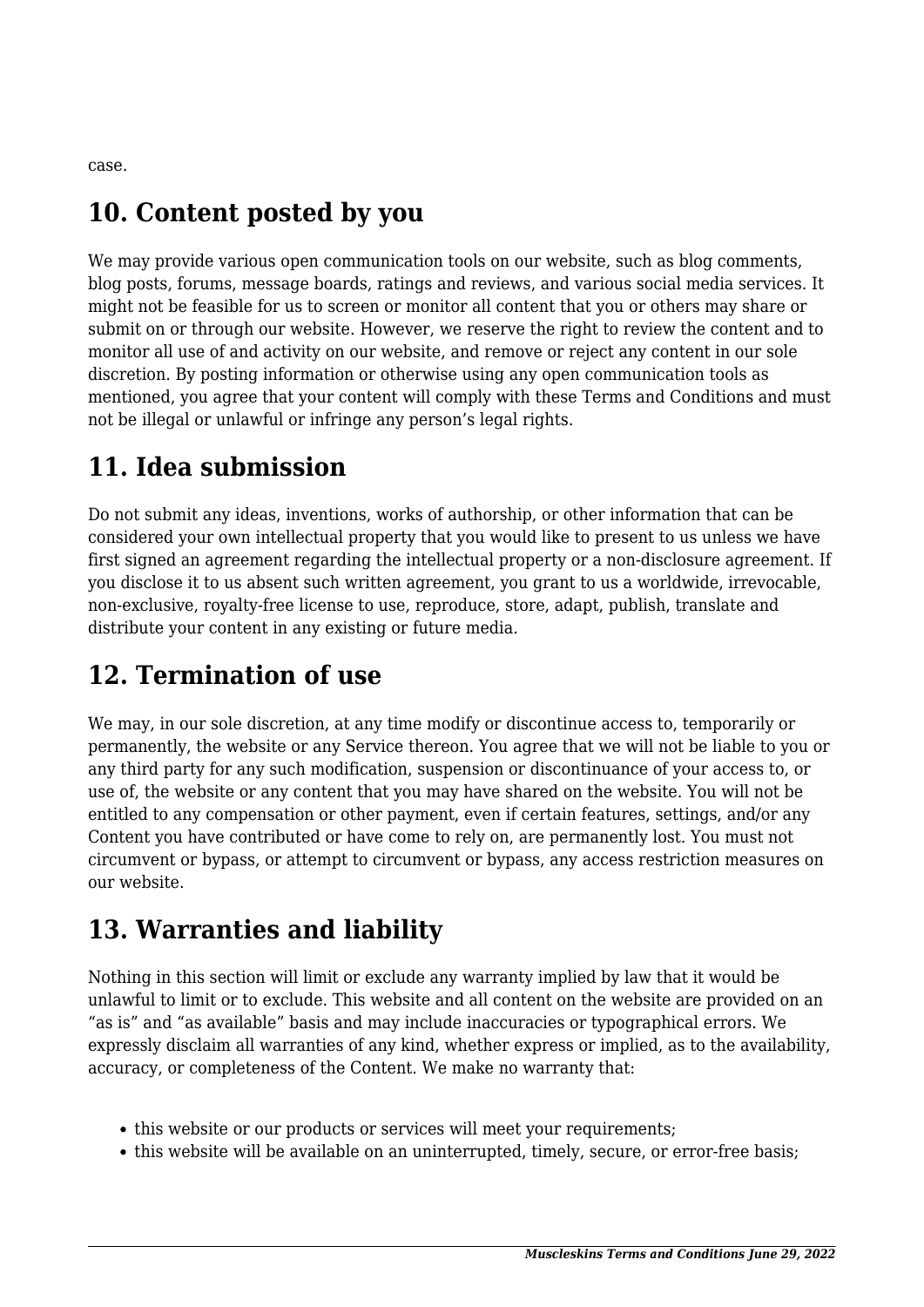case.

## 10. Content posted by you

We may provide various open communication tools on our website, such as blog comments, blog posts, forums, message boards, ratings and reviews, and various social media services. It might not be feasible for us to screen or monitor all content that you or others may share or submit on or through our website. However, we reserve the right to review the content and to monitor all use of and activity on our website, and remove or reject any content in our sole discretion. By posting information or otherwise using any open communication tools as mentioned, you agree that your content will comply with these Terms and Conditions and must not be illegal or unlawful or infringe any person's legal rights.

## 11. Idea submission

Do not submit any ideas, inventions, works of authorship, or other information that can be considered your own intellectual property that you would like to present to us unless we have first signed an agreement regarding the intellectual property or a non-disclosure agreement. If you disclose it to us absent such written agreement, you grant to us a worldwide, irrevocable, non-exclusive, royalty-free license to use, reproduce, store, adapt, publish, translate and distribute your content in any existing or future media.

## 12. Termination of use

We may, in our sole discretion, at any time modify or discontinue access to, temporarily or permanently, the website or any Service thereon. You agree that we will not be liable to you or any third party for any such modification, suspension or discontinuance of your access to, or use of, the website or any content that you may have shared on the website. You will not be entitled to any compensation or other payment, even if certain features, settings, and/or any Content you have contributed or have come to rely on, are permanently lost. You must not circumvent or bypass, or attempt to circumvent or bypass, any access restriction measures on our website.

## 13. Warranties and liability

Nothing in this section will limit or exclude any warranty implied by law that it would be unlawful to limit or to exclude. This website and all content on the website are provided on an "as is" and "as available" basis and may include inaccuracies or typographical errors. We expressly disclaim all warranties of any kind, whether express or implied, as to the availability, accuracy, or completeness of the Content. We make no warranty that:

- this website or our products or services will meet your requirements;
- this website will be available on an uninterrupted, timely, secure, or error-free basis;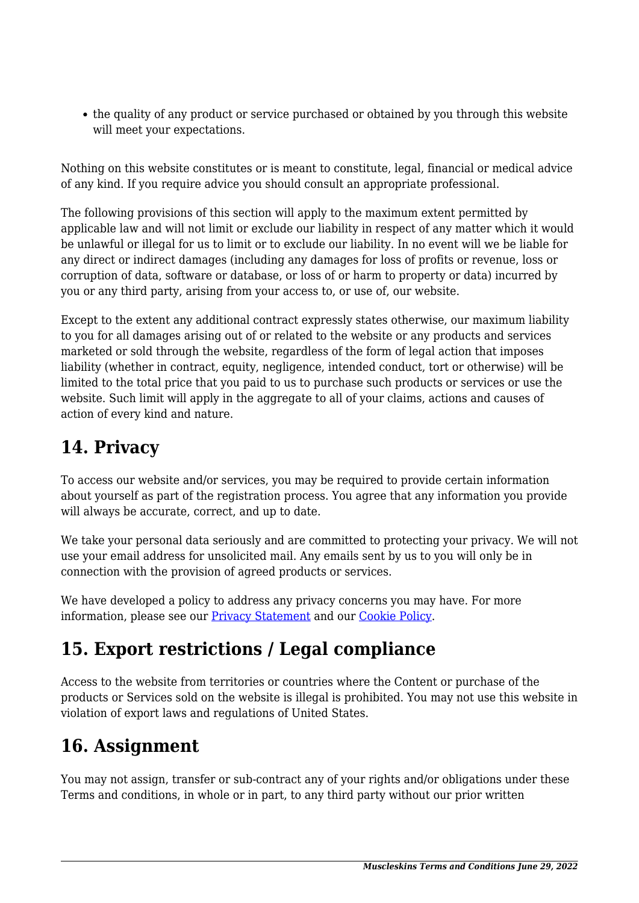- the quality of any product or service purchased or obtained by you through this website will meet your expectations.

Nothing on this website constitutes or is meant to constitute, legal, financial or medical advice of any kind. If you require advice you should consult an appropriate professional.

The following provisions of this section will apply to the maximum extent permitted by applicable law and will not limit or exclude our liability in respect of any matter which it would be unlawful or illegal for us to limit or to exclude our liability. In no event will we be liable for any direct or indirect damages (including any damages for loss of profits or revenue, loss or corruption of data, software or database, or loss of or harm to property or data) incurred by you or any third party, arising from your access to, or use of, our website.

Except to the extent any additional contract expressly states otherwise, our maximum liability to you for all damages arising out of or related to the website or any products and services marketed or sold through the website, regardless of the form of legal action that imposes liability (whether in contract, equity, negligence, intended conduct, tort or otherwise) will be limited to the total price that you paid to us to purchase such products or services or use the website. Such limit will apply in the aggregate to all of your claims, actions and causes of action of every kind and nature.

## 14. Privacy

To access our website and/or services, you may be required to provide certain information about yourself as part of the registration process. You agree that any information you provide will always be accurate, correct, and up to date.

We take your personal data seriously and are committed to protecting your privacy. We will not use your email address for unsolicited mail. Any emails sent by us to you will only be in connection with the provision of agreed products or services.

We have developed a policy to address any privacy concerns you may have. For more information, please see our [Privacy Statement]() and our [Cookie Policy]().

## 15. Export restrictions / Legal compliance

Access to the website from territories or countries where the Content or purchase of the products or Services sold on the website is illegal is prohibited. You may not use this website in violation of export laws and regulations of United States.

## 16. Assignment

You may not assign, transfer or sub-contract any of your rights and/or obligations under these Terms and conditions, in whole or in part, to any third party without our prior written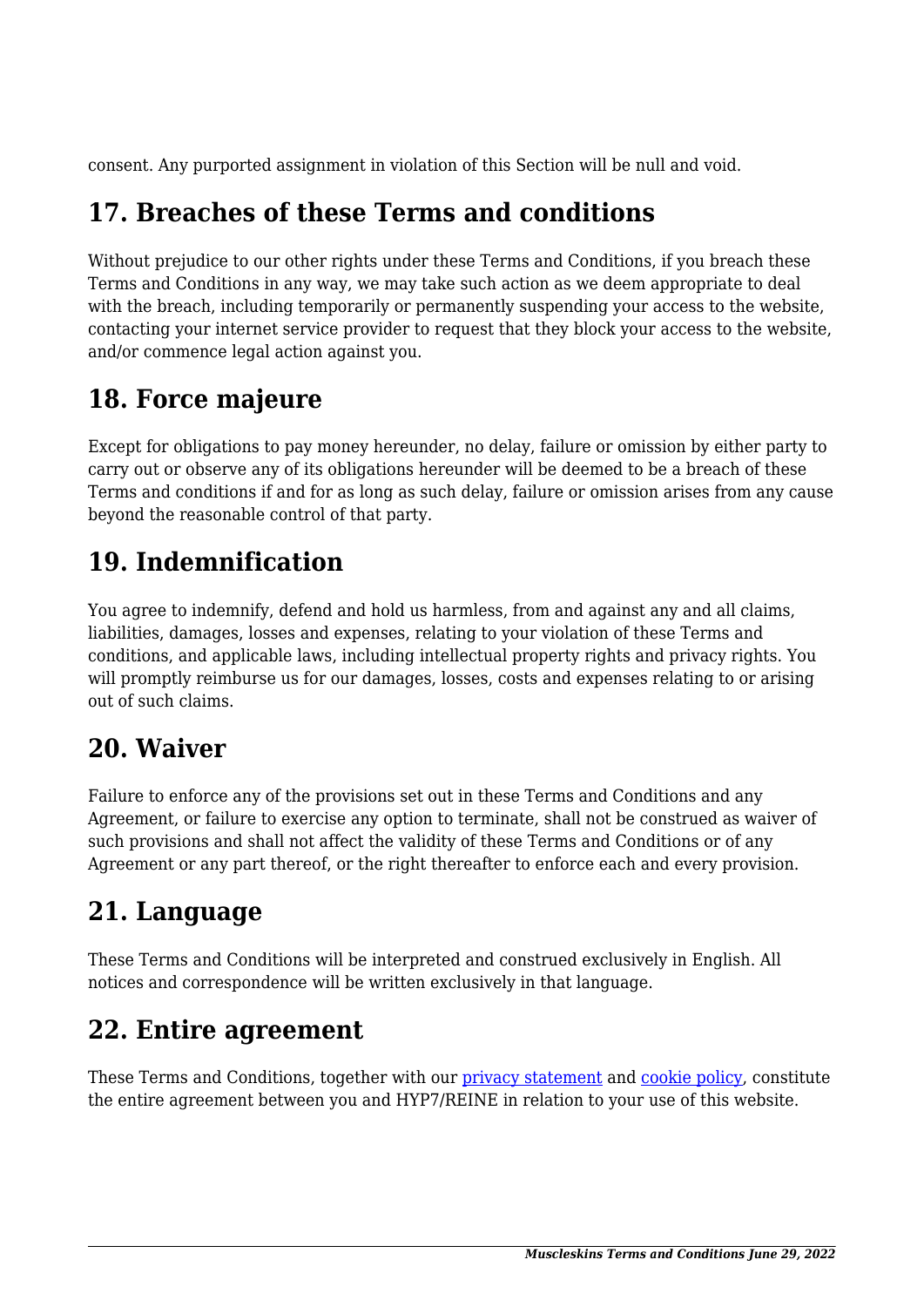consent. Any purported assignment in violation of this Section will be null and void.

## 17. Breaches of these Terms and conditions

Without prejudice to our other rights under these Terms and Conditions, if you breach these Terms and Conditions in any way, we may take such action as we deem appropriate to deal with the breach, including temporarily or permanently suspending your access to the website, contacting your internet service provider to request that they block your access to the website, and/or commence legal action against you.

## 18. Force majeure

Except for obligations to pay money hereunder, no delay, failure or omission by either party to carry out or observe any of its obligations hereunder will be deemed to be a breach of these Terms and conditions if and for as long as such delay, failure or omission arises from any cause beyond the reasonable control of that party.

## 19. Indemnification

You agree to indemnify, defend and hold us harmless, from and against any and all claims, liabilities, damages, losses and expenses, relating to your violation of these Terms and conditions, and applicable laws, including intellectual property rights and privacy rights. You will promptly reimburse us for our damages, losses, costs and expenses relating to or arising out of such claims.

## 20. Waiver

Failure to enforce any of the provisions set out in these Terms and Conditions and any Agreement, or failure to exercise any option to terminate, shall not be construed as waiver of such provisions and shall not affect the validity of these Terms and Conditions or of any Agreement or any part thereof, or the right thereafter to enforce each and every provision.

## 21. Language

These Terms and Conditions will be interpreted and construed exclusively in English. All notices and correspondence will be written exclusively in that language.

## 22. Entire agreement

These Terms and Conditions, together with our privacy statement and cookie policy, constitute the entire agreement between you and HYP7/REINE in relation to your use of this website.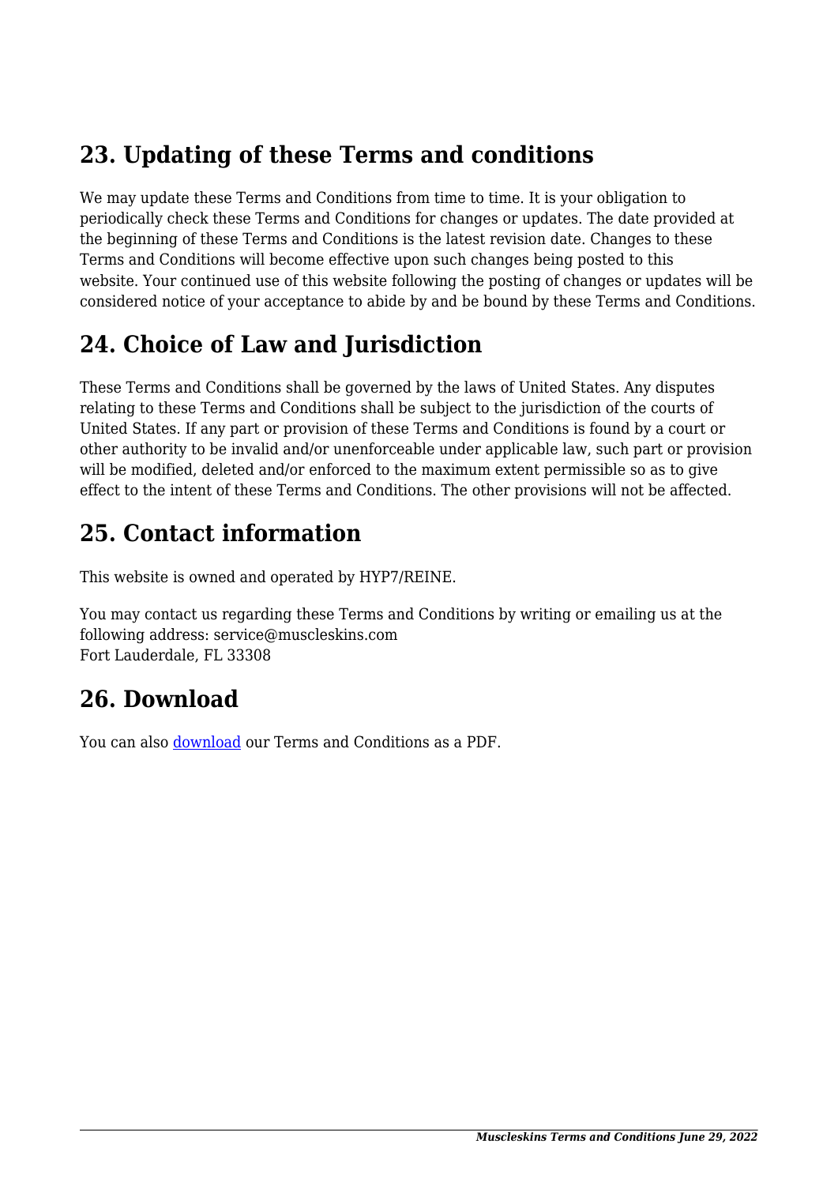## 23. Updating of these Terms and conditions

We may update these Terms and Conditions from time to time. It is your obligation to periodically check these Terms and Conditions for changes or updates. The date provided at the beginning of these Terms and Conditions is the latest revision date. Changes to these Terms and Conditions will become effective upon such changes being posted to this website. Your continued use of this website following the posting of changes or updates will be considered notice of your acceptance to abide by and be bound by these Terms and Conditions.

## 24. Choice of Law and Jurisdiction

These Terms and Conditions shall be governed by the laws of United States. Any disputes relating to these Terms and Conditions shall be subject to the jurisdiction of the courts of United States. If any part or provision of these Terms and Conditions is found by a court or other authority to be invalid and/or unenforceable under applicable law, such part or provision will be modified, deleted and/or enforced to the maximum extent permissible so as to give effect to the intent of these Terms and Conditions. The other provisions will not be affected.

## 25. Contact information

This website is owned and operated by HYP7/REINE.

You may contact us regarding these Terms and Conditions by writing or emailing us at the following address: service@muscleskins.com
Fort Lauderdale, FL 33308

## 26. Download

You can also download our Terms and Conditions as a PDF.